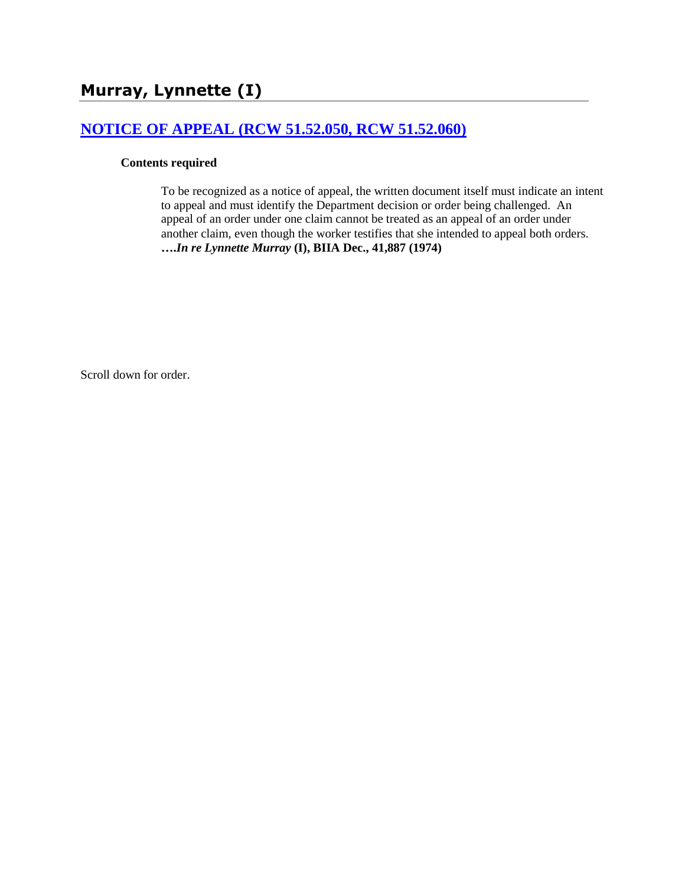# Murray, Lynnette (I)

## [NOTICE OF APPEAL (RCW 51.52.050, RCW 51.52.060)]

### Contents required

To be recognized as a notice of appeal, the written document itself must indicate an intent to appeal and must identify the Department decision or order being challenged. An appeal of an order under one claim cannot be treated as an appeal of an order under another claim, even though the worker testifies that she intended to appeal both orders. **….*In re Lynnette Murray* (I), BIIA Dec., 41,887 (1974)**

Scroll down for order.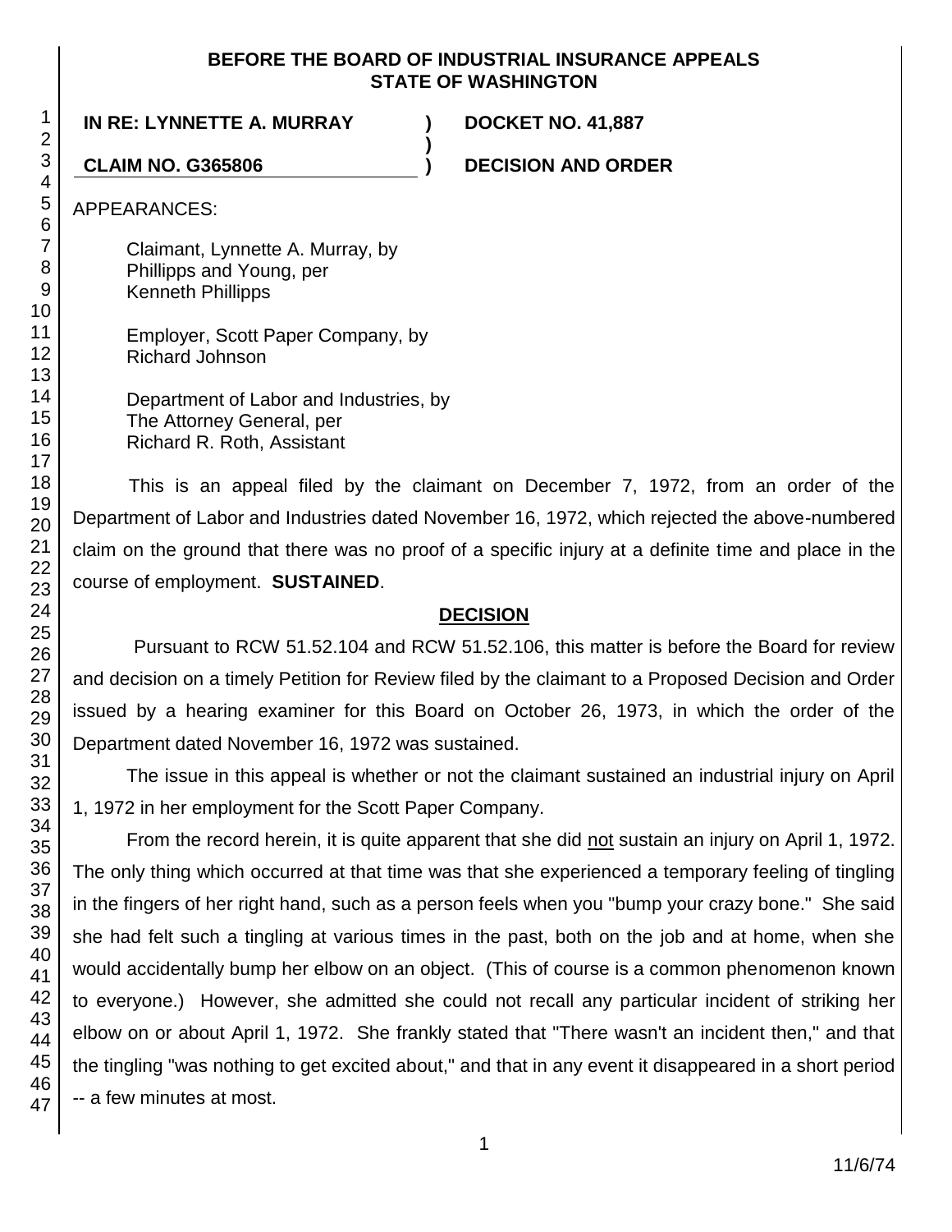**BEFORE THE BOARD OF INDUSTRIAL INSURANCE APPEALS**
**STATE OF WASHINGTON**

**IN RE: LYNNETTE A. MURRAY** ) **DOCKET NO. 41,887**
)
**CLAIM NO. G365806** ) **DECISION AND ORDER**

APPEARANCES:

Claimant, Lynnette A. Murray, by
Phillipps and Young, per
Kenneth Phillipps

Employer, Scott Paper Company, by
Richard Johnson

Department of Labor and Industries, by
The Attorney General, per
Richard R. Roth, Assistant

This is an appeal filed by the claimant on December 7, 1972, from an order of the Department of Labor and Industries dated November 16, 1972, which rejected the above-numbered claim on the ground that there was no proof of a specific injury at a definite time and place in the course of employment. **SUSTAINED**.

## DECISION

Pursuant to RCW 51.52.104 and RCW 51.52.106, this matter is before the Board for review and decision on a timely Petition for Review filed by the claimant to a Proposed Decision and Order issued by a hearing examiner for this Board on October 26, 1973, in which the order of the Department dated November 16, 1972 was sustained.

The issue in this appeal is whether or not the claimant sustained an industrial injury on April 1, 1972 in her employment for the Scott Paper Company.

From the record herein, it is quite apparent that she did not sustain an injury on April 1, 1972. The only thing which occurred at that time was that she experienced a temporary feeling of tingling in the fingers of her right hand, such as a person feels when you "bump your crazy bone." She said she had felt such a tingling at various times in the past, both on the job and at home, when she would accidentally bump her elbow on an object. (This of course is a common phenomenon known to everyone.) However, she admitted she could not recall any particular incident of striking her elbow on or about April 1, 1972. She frankly stated that "There wasn't an incident then," and that the tingling "was nothing to get excited about," and that in any event it disappeared in a short period -- a few minutes at most.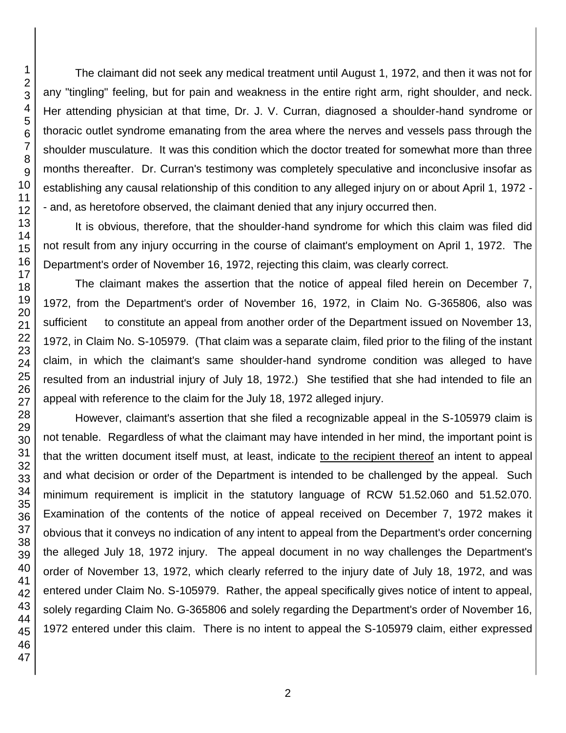The claimant did not seek any medical treatment until August 1, 1972, and then it was not for any "tingling" feeling, but for pain and weakness in the entire right arm, right shoulder, and neck. Her attending physician at that time, Dr. J. V. Curran, diagnosed a shoulder-hand syndrome or thoracic outlet syndrome emanating from the area where the nerves and vessels pass through the shoulder musculature. It was this condition which the doctor treated for somewhat more than three months thereafter. Dr. Curran's testimony was completely speculative and inconclusive insofar as establishing any causal relationship of this condition to any alleged injury on or about April 1, 1972 -- and, as heretofore observed, the claimant denied that any injury occurred then.

It is obvious, therefore, that the shoulder-hand syndrome for which this claim was filed did not result from any injury occurring in the course of claimant's employment on April 1, 1972. The Department's order of November 16, 1972, rejecting this claim, was clearly correct.

The claimant makes the assertion that the notice of appeal filed herein on December 7, 1972, from the Department's order of November 16, 1972, in Claim No. G-365806, also was sufficient to constitute an appeal from another order of the Department issued on November 13, 1972, in Claim No. S-105979. (That claim was a separate claim, filed prior to the filing of the instant claim, in which the claimant's same shoulder-hand syndrome condition was alleged to have resulted from an industrial injury of July 18, 1972.) She testified that she had intended to file an appeal with reference to the claim for the July 18, 1972 alleged injury.

However, claimant's assertion that she filed a recognizable appeal in the S-105979 claim is not tenable. Regardless of what the claimant may have intended in her mind, the important point is that the written document itself must, at least, indicate <u>to the recipient thereof</u> an intent to appeal and what decision or order of the Department is intended to be challenged by the appeal. Such minimum requirement is implicit in the statutory language of RCW 51.52.060 and 51.52.070. Examination of the contents of the notice of appeal received on December 7, 1972 makes it obvious that it conveys no indication of any intent to appeal from the Department's order concerning the alleged July 18, 1972 injury. The appeal document in no way challenges the Department's order of November 13, 1972, which clearly referred to the injury date of July 18, 1972, and was entered under Claim No. S-105979. Rather, the appeal specifically gives notice of intent to appeal, solely regarding Claim No. G-365806 and solely regarding the Department's order of November 16, 1972 entered under this claim. There is no intent to appeal the S-105979 claim, either expressed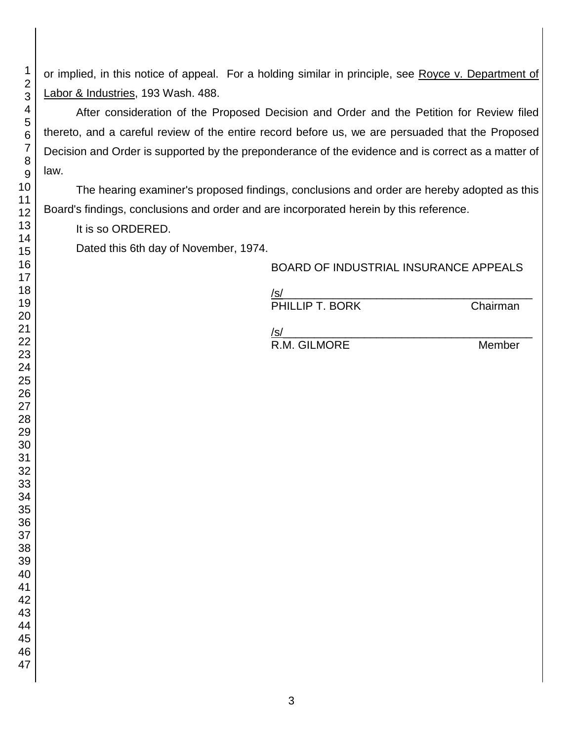or implied, in this notice of appeal. For a holding similar in principle, see Royce v. Department of Labor & Industries, 193 Wash. 488.

After consideration of the Proposed Decision and Order and the Petition for Review filed thereto, and a careful review of the entire record before us, we are persuaded that the Proposed Decision and Order is supported by the preponderance of the evidence and is correct as a matter of law.

The hearing examiner's proposed findings, conclusions and order are hereby adopted as this Board's findings, conclusions and order and are incorporated herein by this reference.

It is so ORDERED.

Dated this 6th day of November, 1974.

BOARD OF INDUSTRIAL INSURANCE APPEALS

/s/
PHILLIP T. BORK Chairman

/s/
R.M. GILMORE Member